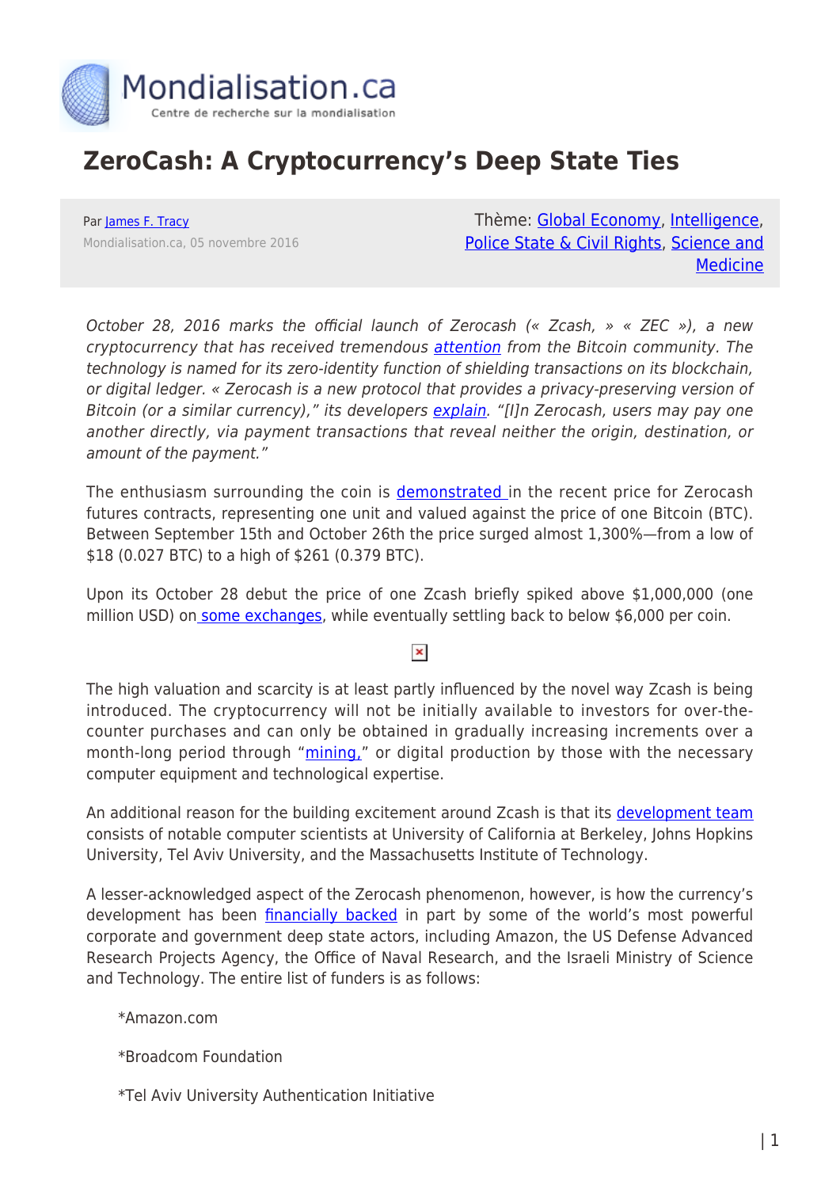Mondialisation.ca

Centre de recherche sur la mondialisation

# ZeroCash: A Cryptocurrency's Deep State Ties

Par James F. Tracy

Mondialisation.ca, 05 novembre 2016

Thème: Global Economy, Intelligence, Police State & Civil Rights, Science and Medicine

*October 28, 2016 marks the official launch of Zerocash (« Zcash, » « ZEC »), a new cryptocurrency that has received tremendous attention from the Bitcoin community. The technology is named for its zero-identity function of shielding transactions on its blockchain, or digital ledger. « Zerocash is a new protocol that provides a privacy-preserving version of Bitcoin (or a similar currency)," its developers explain. "[I]n Zerocash, users may pay one another directly, via payment transactions that reveal neither the origin, destination, or amount of the payment."*

The enthusiasm surrounding the coin is demonstrated in the recent price for Zerocash futures contracts, representing one unit and valued against the price of one Bitcoin (BTC). Between September 15th and October 26th the price surged almost 1,300%—from a low of $18 (0.027 BTC) to a high of $261 (0.379 BTC).

Upon its October 28 debut the price of one Zcash briefly spiked above $1,000,000 (one million USD) on some exchanges, while eventually settling back to below $6,000 per coin.

The high valuation and scarcity is at least partly influenced by the novel way Zcash is being introduced. The cryptocurrency will not be initially available to investors for over-the-counter purchases and can only be obtained in gradually increasing increments over a month-long period through "mining," or digital production by those with the necessary computer equipment and technological expertise.

An additional reason for the building excitement around Zcash is that its development team consists of notable computer scientists at University of California at Berkeley, Johns Hopkins University, Tel Aviv University, and the Massachusetts Institute of Technology.

A lesser-acknowledged aspect of the Zerocash phenomenon, however, is how the currency's development has been financially backed in part by some of the world's most powerful corporate and government deep state actors, including Amazon, the US Defense Advanced Research Projects Agency, the Office of Naval Research, and the Israeli Ministry of Science and Technology. The entire list of funders is as follows:

*Amazon.com

*Broadcom Foundation

*Tel Aviv University Authentication Initiative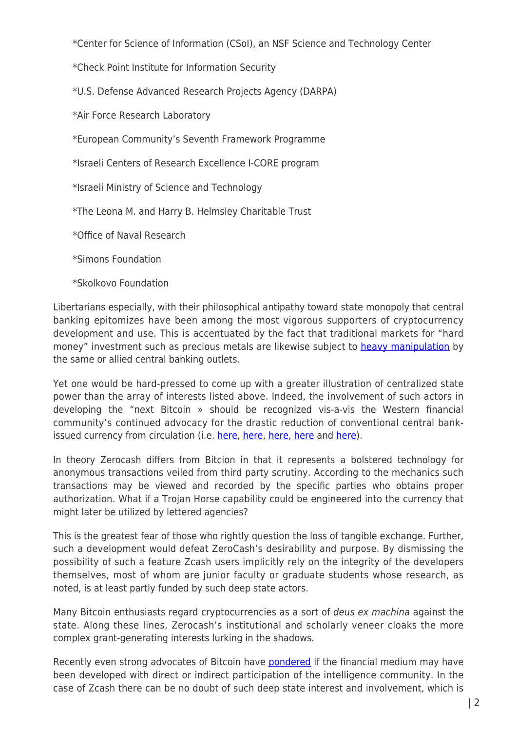*Center for Science of Information (CSoI), an NSF Science and Technology Center

*Check Point Institute for Information Security

*U.S. Defense Advanced Research Projects Agency (DARPA)

*Air Force Research Laboratory

*European Community's Seventh Framework Programme

*Israeli Centers of Research Excellence I-CORE program

*Israeli Ministry of Science and Technology

*The Leona M. and Harry B. Helmsley Charitable Trust

*Office of Naval Research

*Simons Foundation

*Skolkovo Foundation

Libertarians especially, with their philosophical antipathy toward state monopoly that central banking epitomizes have been among the most vigorous supporters of cryptocurrency development and use. This is accentuated by the fact that traditional markets for "hard money" investment such as precious metals are likewise subject to heavy manipulation by the same or allied central banking outlets.

Yet one would be hard-pressed to come up with a greater illustration of centralized state power than the array of interests listed above. Indeed, the involvement of such actors in developing the "next Bitcoin » should be recognized vis-a-vis the Western financial community's continued advocacy for the drastic reduction of conventional central bank-issued currency from circulation (i.e. here, here, here, here and here).

In theory Zerocash differs from Bitcion in that it represents a bolstered technology for anonymous transactions veiled from third party scrutiny. According to the mechanics such transactions may be viewed and recorded by the specific parties who obtains proper authorization. What if a Trojan Horse capability could be engineered into the currency that might later be utilized by lettered agencies?

This is the greatest fear of those who rightly question the loss of tangible exchange. Further, such a development would defeat ZeroCash's desirability and purpose. By dismissing the possibility of such a feature Zcash users implicitly rely on the integrity of the developers themselves, most of whom are junior faculty or graduate students whose research, as noted, is at least partly funded by such deep state actors.

Many Bitcoin enthusiasts regard cryptocurrencies as a sort of *deus ex machina* against the state. Along these lines, Zerocash's institutional and scholarly veneer cloaks the more complex grant-generating interests lurking in the shadows.

Recently even strong advocates of Bitcoin have pondered if the financial medium may have been developed with direct or indirect participation of the intelligence community. In the case of Zcash there can be no doubt of such deep state interest and involvement, which is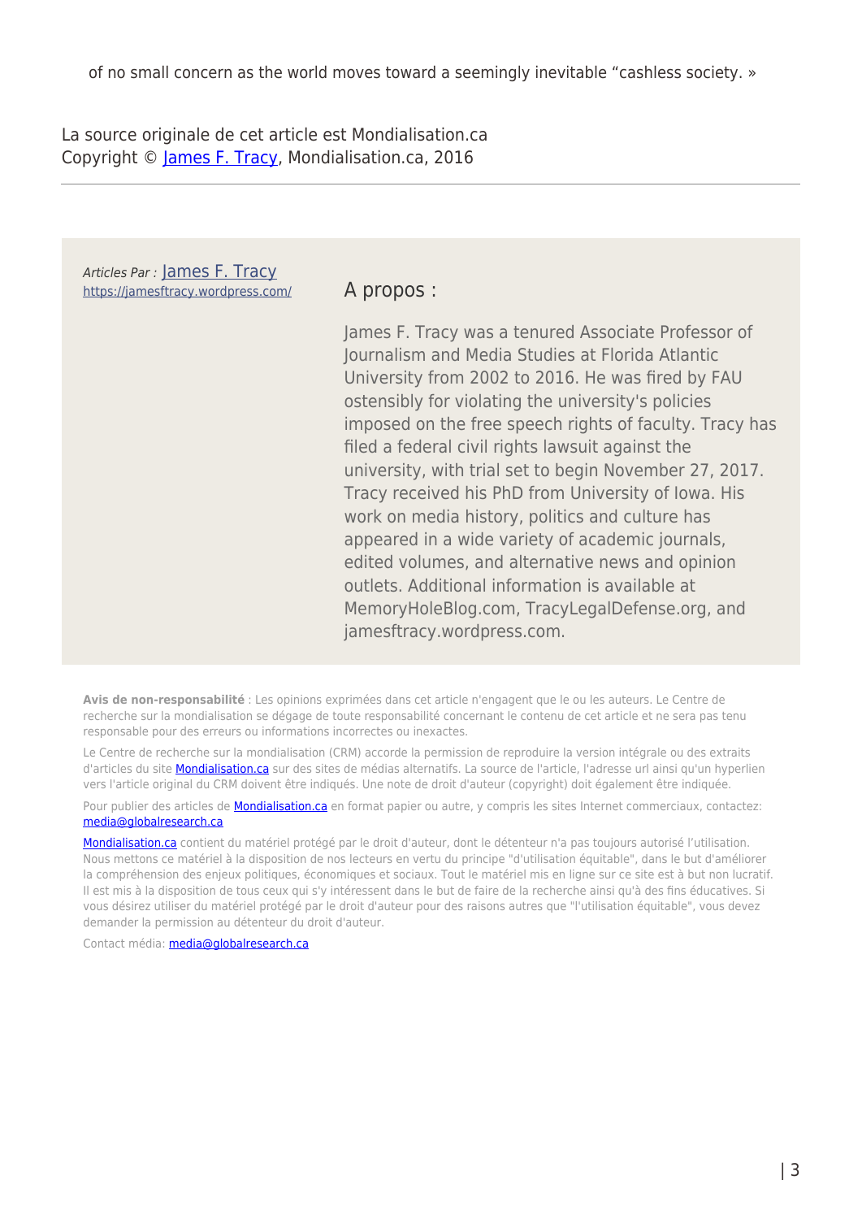of no small concern as the world moves toward a seemingly inevitable "cashless society. »

La source originale de cet article est Mondialisation.ca
Copyright © James F. Tracy, Mondialisation.ca, 2016

---

*Articles Par :* James F. Tracy
https://jamesftracy.wordpress.com/

## A propos :

James F. Tracy was a tenured Associate Professor of Journalism and Media Studies at Florida Atlantic University from 2002 to 2016. He was fired by FAU ostensibly for violating the university's policies imposed on the free speech rights of faculty. Tracy has filed a federal civil rights lawsuit against the university, with trial set to begin November 27, 2017. Tracy received his PhD from University of Iowa. His work on media history, politics and culture has appeared in a wide variety of academic journals, edited volumes, and alternative news and opinion outlets. Additional information is available at MemoryHoleBlog.com, TracyLegalDefense.org, and jamesftracy.wordpress.com.

**Avis de non-responsabilité** : Les opinions exprimées dans cet article n'engagent que le ou les auteurs. Le Centre de recherche sur la mondialisation se dégage de toute responsabilité concernant le contenu de cet article et ne sera pas tenu responsable pour des erreurs ou informations incorrectes ou inexactes.

Le Centre de recherche sur la mondialisation (CRM) accorde la permission de reproduire la version intégrale ou des extraits d'articles du site Mondialisation.ca sur des sites de médias alternatifs. La source de l'article, l'adresse url ainsi qu'un hyperlien vers l'article original du CRM doivent être indiqués. Une note de droit d'auteur (copyright) doit également être indiquée.

Pour publier des articles de Mondialisation.ca en format papier ou autre, y compris les sites Internet commerciaux, contactez: media@globalresearch.ca

Mondialisation.ca contient du matériel protégé par le droit d'auteur, dont le détenteur n'a pas toujours autorisé l'utilisation. Nous mettons ce matériel à la disposition de nos lecteurs en vertu du principe "d'utilisation équitable", dans le but d'améliorer la compréhension des enjeux politiques, économiques et sociaux. Tout le matériel mis en ligne sur ce site est à but non lucratif. Il est mis à la disposition de tous ceux qui s'y intéressent dans le but de faire de la recherche ainsi qu'à des fins éducatives. Si vous désirez utiliser du matériel protégé par le droit d'auteur pour des raisons autres que "l'utilisation équitable", vous devez demander la permission au détenteur du droit d'auteur.

Contact média: media@globalresearch.ca